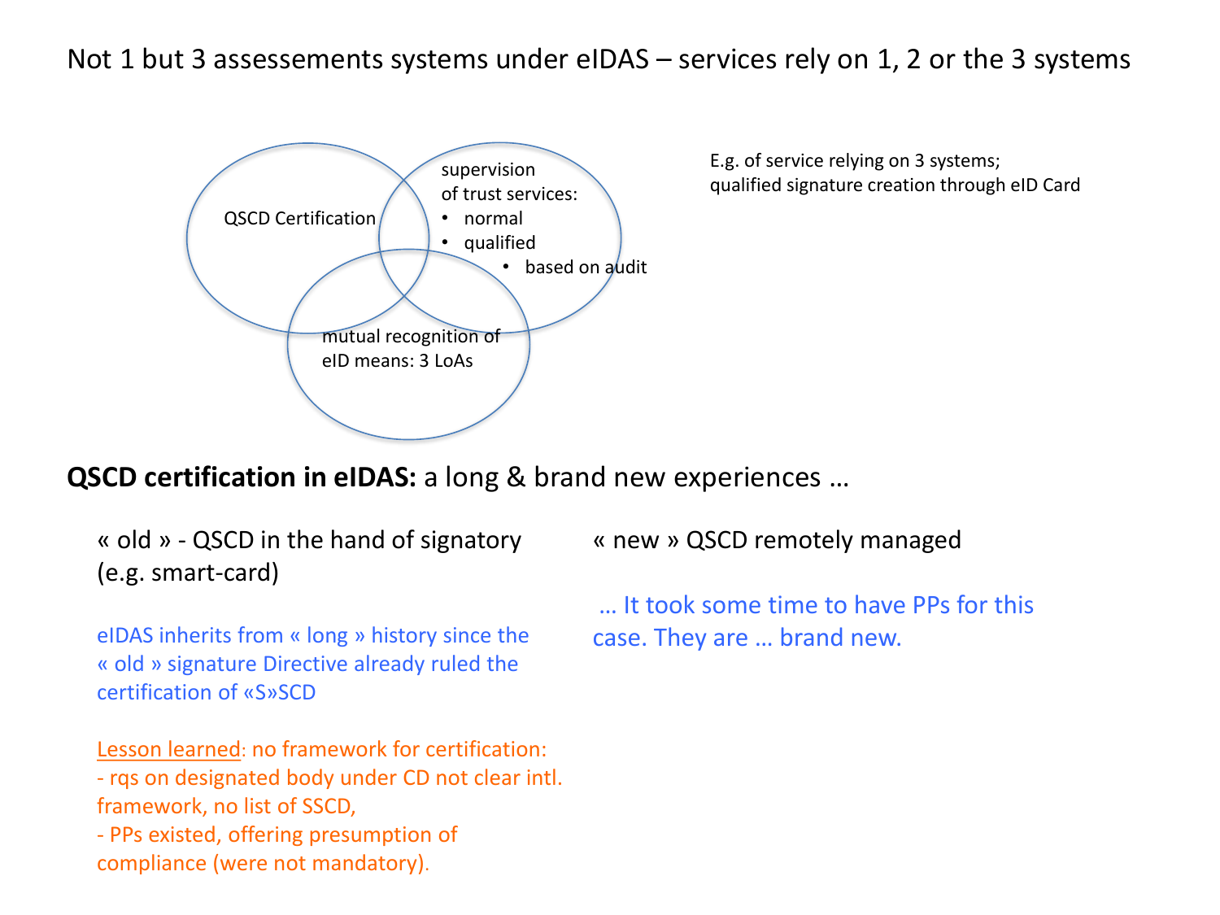# Not 1 but 3 assessements systems under eIDAS – services rely on 1, 2 or the 3 systems

QSCD Certification

supervision of trust services:
- normal
- qualified
  - based on audit

mutual recognition of eID means: 3 LoAs

E.g. of service relying on 3 systems; qualified signature creation through eID Card

## **QSCD certification in eIDAS:** a long & brand new experiences …

« old » - QSCD in the hand of signatory (e.g. smart-card)

eIDAS inherits from « long » history since the « old » signature Directive already ruled the certification of «S»SCD

Lesson learned: no framework for certification:
- rqs on designated body under CD not clear intl. framework, no list of SSCD,
- PPs existed, offering presumption of compliance (were not mandatory).

« new » QSCD remotely managed

… It took some time to have PPs for this case. They are … brand new.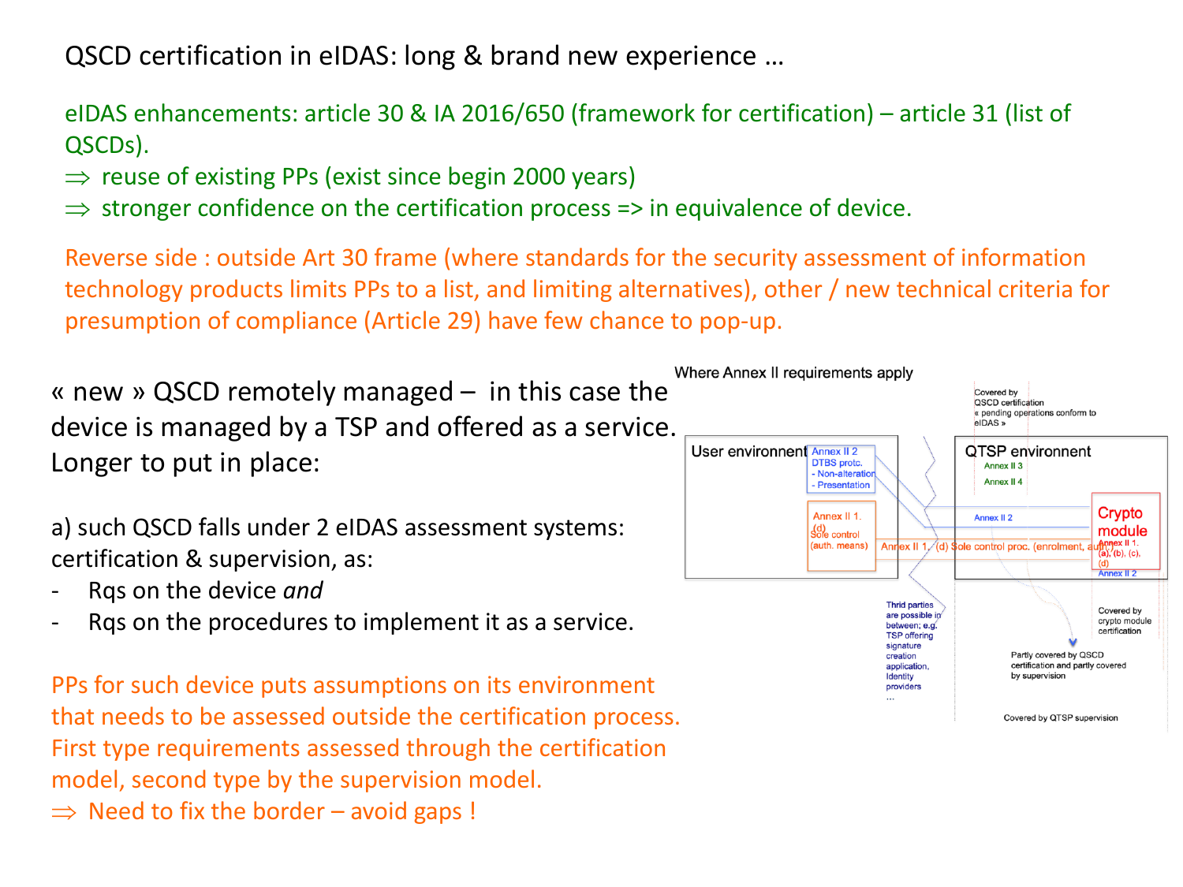# QSCD certification in eIDAS: long & brand new experience …

eIDAS enhancements: article 30 & IA 2016/650 (framework for certification) – article 31 (list of QSCDs).

- ⇒ reuse of existing PPs (exist since begin 2000 years)
- ⇒ stronger confidence on the certification process => in equivalence of device.

Reverse side : outside Art 30 frame (where standards for the security assessment of information technology products limits PPs to a list, and limiting alternatives), other / new technical criteria for presumption of compliance (Article 29) have few chance to pop-up.

« new » QSCD remotely managed – in this case the device is managed by a TSP and offered as a service. Longer to put in place:

a) such QSCD falls under 2 eIDAS assessment systems: certification & supervision, as:

- Rqs on the device *and*
- Rqs on the procedures to implement it as a service.

PPs for such device puts assumptions on its environment that needs to be assessed outside the certification process. First type requirements assessed through the certification model, second type by the supervision model.

⇒ Need to fix the border – avoid gaps !

Where Annex II requirements apply

User environment

Annex II 2 DTBS protc. - Non-alteration - Presentation

Annex II 1. (d) Sole control (auth. means)

Annex II 1. (d) Sole control proc. (enrolment, auth.)

QTSP environment

Annex II 3

Annex II 4

Annex II 2

Crypto module

Annex II 1. (a), (b), (c), (d)

Annex II 2

Covered by QSCD certification « pending operations conform to eIDAS »

Thrid parties are possible in between; e.g. TSP offering signature creation application, Identity providers …

Covered by crypto module certification

Partly covered by QSCD certification and partly covered by supervision

Covered by QTSP supervision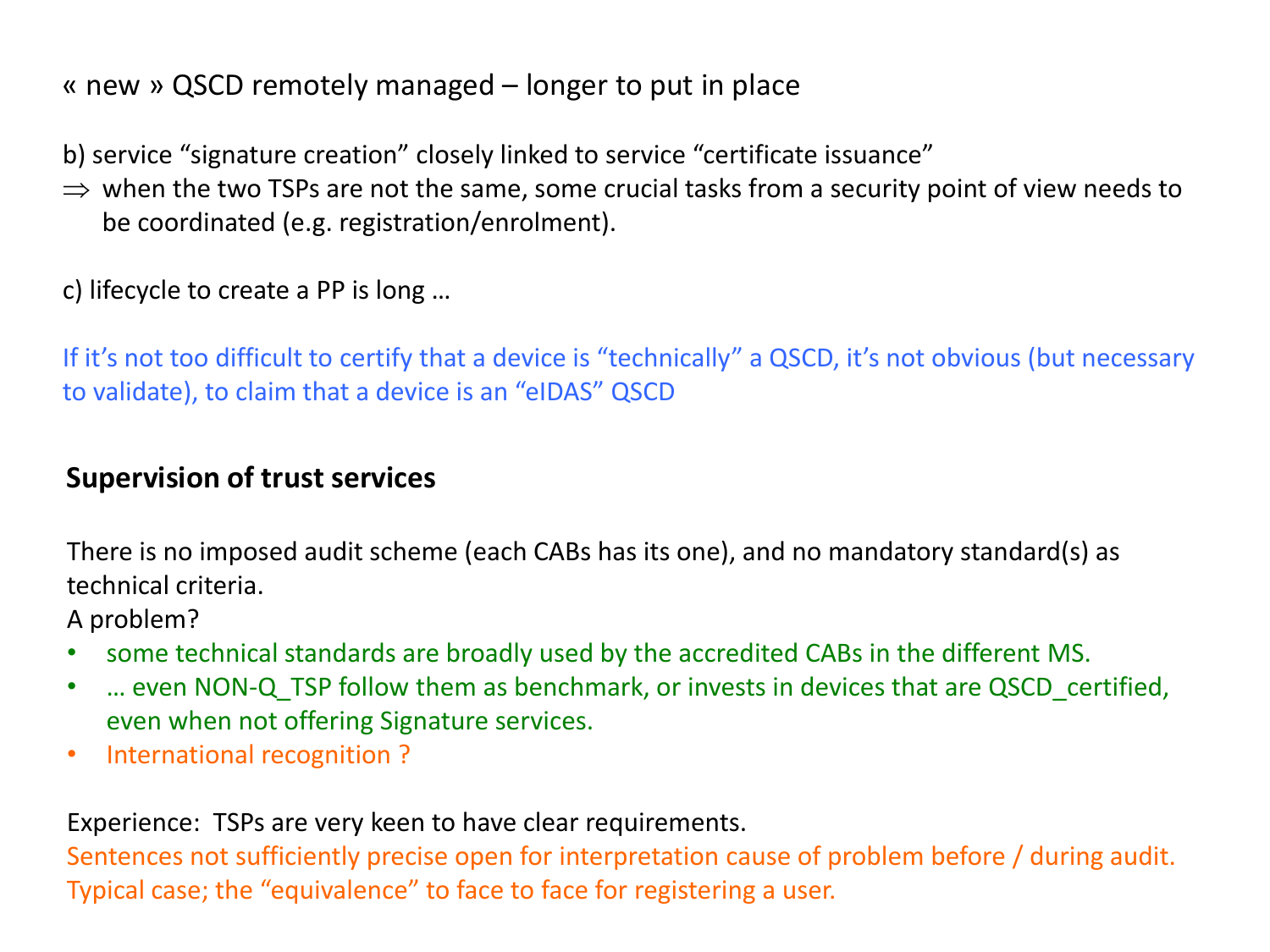« new » QSCD remotely managed – longer to put in place

b) service "signature creation" closely linked to service "certificate issuance"

⇒ when the two TSPs are not the same, some crucial tasks from a security point of view needs to be coordinated (e.g. registration/enrolment).

c) lifecycle to create a PP is long …

If it's not too difficult to certify that a device is "technically" a QSCD, it's not obvious (but necessary to validate), to claim that a device is an "eIDAS" QSCD

**Supervision of trust services**

There is no imposed audit scheme (each CABs has its one), and no mandatory standard(s) as technical criteria.
A problem?

- some technical standards are broadly used by the accredited CABs in the different MS.
- … even NON-Q_TSP follow them as benchmark, or invests in devices that are QSCD_certified, even when not offering Signature services.
- International recognition ?

Experience: TSPs are very keen to have clear requirements.
Sentences not sufficiently precise open for interpretation cause of problem before / during audit.
Typical case; the "equivalence" to face to face for registering a user.